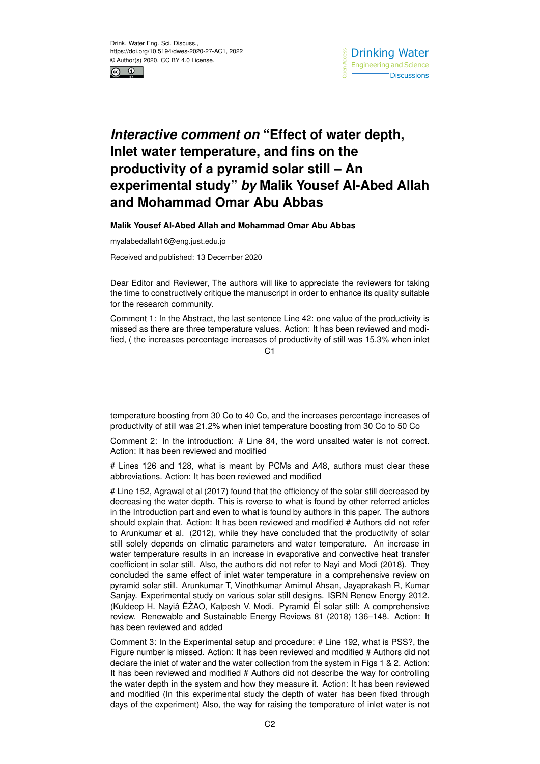# *Interactive comment on* "Effect of water depth, Inlet water temperature, and fins on the productivity of a pyramid solar still – An experimental study" *by* Malik Yousef Al-Abed Allah and Mohammad Omar Abu Abbas

**Malik Yousef Al-Abed Allah and Mohammad Omar Abu Abbas**

myalabedallah16@eng.just.edu.jo

Received and published: 13 December 2020

Dear Editor and Reviewer, The authors will like to appreciate the reviewers for taking the time to constructively critique the manuscript in order to enhance its quality suitable for the research community.

Comment 1: In the Abstract, the last sentence Line 42: one value of the productivity is missed as there are three temperature values. Action: It has been reviewed and modified, ( the increases percentage increases of productivity of still was 15.3% when inlet temperature boosting from 30 Co to 40 Co, and the increases percentage increases of productivity of still was 21.2% when inlet temperature boosting from 30 Co to 50 Co

Comment 2: In the introduction: # Line 84, the word unsalted water is not correct. Action: It has been reviewed and modified

# Lines 126 and 128, what is meant by PCMs and A48, authors must clear these abbreviations. Action: It has been reviewed and modified

# Line 152, Agrawal et al (2017) found that the efficiency of the solar still decreased by decreasing the water depth. This is reverse to what is found by other referred articles in the Introduction part and even to what is found by authors in this paper. The authors should explain that. Action: It has been reviewed and modified # Authors did not refer to Arunkumar et al. (2012), while they have concluded that the productivity of solar still solely depends on climatic parameters and water temperature. An increase in water temperature results in an increase in evaporative and convective heat transfer coefficient in solar still. Also, the authors did not refer to Nayi and Modi (2018). They concluded the same effect of inlet water temperature in a comprehensive review on pyramid solar still. Arunkumar T, Vinothkumar Amimul Ahsan, Jayaprakash R, Kumar Sanjay. Experimental study on various solar still designs. ISRN Renew Energy 2012. (Kuldeep H. Nayiâ ĖŻAO, Kalpesh V. Modi. Pyramid ĖĪ solar still: A comprehensive review. Renewable and Sustainable Energy Reviews 81 (2018) 136–148. Action: It has been reviewed and added

Comment 3: In the Experimental setup and procedure: # Line 192, what is PSS?, the Figure number is missed. Action: It has been reviewed and modified # Authors did not declare the inlet of water and the water collection from the system in Figs 1 & 2. Action: It has been reviewed and modified # Authors did not describe the way for controlling the water depth in the system and how they measure it. Action: It has been reviewed and modified (In this experimental study the depth of water has been fixed through days of the experiment) Also, the way for raising the temperature of inlet water is not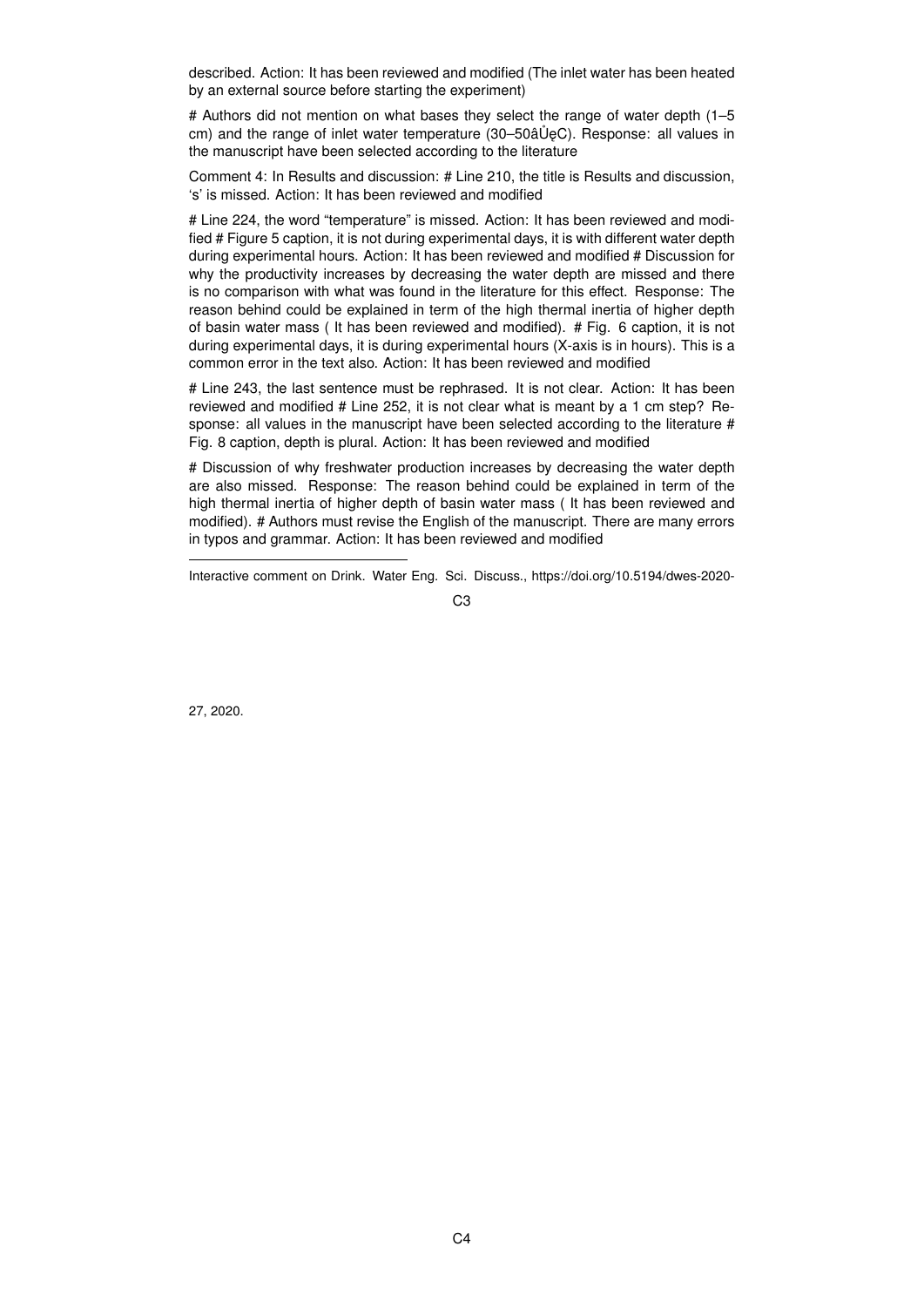described. Action: It has been reviewed and modified (The inlet water has been heated by an external source before starting the experiment)

# Authors did not mention on what bases they select the range of water depth (1–5 cm) and the range of inlet water temperature (30–50âŮęC). Response: all values in the manuscript have been selected according to the literature

Comment 4: In Results and discussion: # Line 210, the title is Results and discussion, 's' is missed. Action: It has been reviewed and modified

# Line 224, the word "temperature" is missed. Action: It has been reviewed and modified # Figure 5 caption, it is not during experimental days, it is with different water depth during experimental hours. Action: It has been reviewed and modified # Discussion for why the productivity increases by decreasing the water depth are missed and there is no comparison with what was found in the literature for this effect. Response: The reason behind could be explained in term of the high thermal inertia of higher depth of basin water mass ( It has been reviewed and modified). # Fig. 6 caption, it is not during experimental days, it is during experimental hours (X-axis is in hours). This is a common error in the text also. Action: It has been reviewed and modified

# Line 243, the last sentence must be rephrased. It is not clear. Action: It has been reviewed and modified # Line 252, it is not clear what is meant by a 1 cm step? Response: all values in the manuscript have been selected according to the literature # Fig. 8 caption, depth is plural. Action: It has been reviewed and modified

# Discussion of why freshwater production increases by decreasing the water depth are also missed. Response: The reason behind could be explained in term of the high thermal inertia of higher depth of basin water mass ( It has been reviewed and modified). # Authors must revise the English of the manuscript. There are many errors in typos and grammar. Action: It has been reviewed and modified

---

Interactive comment on Drink. Water Eng. Sci. Discuss., https://doi.org/10.5194/dwes-2020-27, 2020.